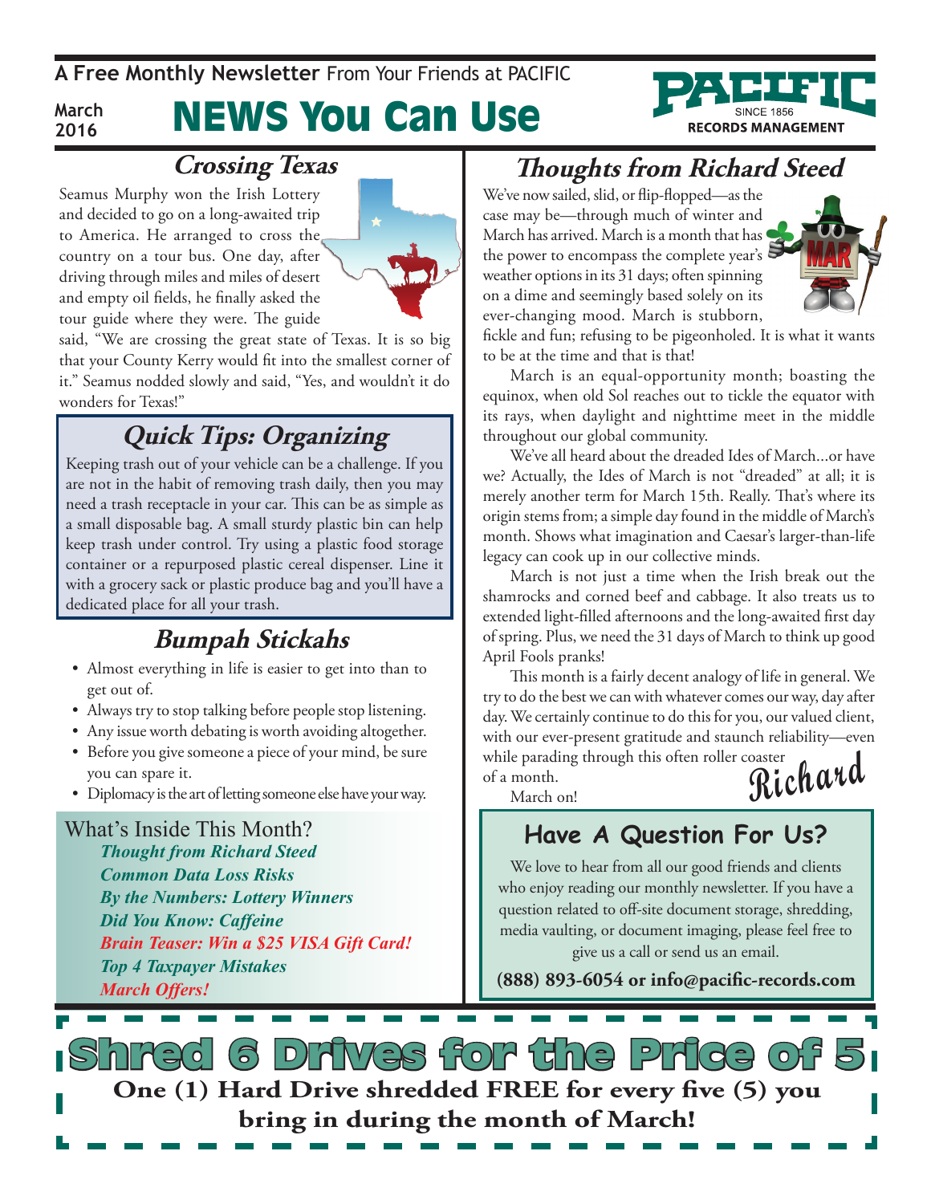A **Free Monthly Newsletter** From Your Friends at PACIFIC

March 2016

# NEWS You Can Use

PACIFIC SINCE 1856 RECORDS MANAGEMENT

## Crossing Texas

Seamus Murphy won the Irish Lottery and decided to go on a long-awaited trip to America. He arranged to cross the country on a tour bus. One day, after driving through miles and miles of desert and empty oil fields, he finally asked the tour guide where they were. The guide said, "We are crossing the great state of Texas. It is so big that your County Kerry would fit into the smallest corner of it." Seamus nodded slowly and said, "Yes, and wouldn't it do wonders for Texas!"

## Quick Tips: Organizing

Keeping trash out of your vehicle can be a challenge. If you are not in the habit of removing trash daily, then you may need a trash receptacle in your car. This can be as simple as a small disposable bag. A small sturdy plastic bin can help keep trash under control. Try using a plastic food storage container or a repurposed plastic cereal dispenser. Line it with a grocery sack or plastic produce bag and you'll have a dedicated place for all your trash.

## Bumpah Stickahs

- Almost everything in life is easier to get into than to get out of.
- Always try to stop talking before people stop listening.
- Any issue worth debating is worth avoiding altogether.
- Before you give someone a piece of your mind, be sure you can spare it.
- Diplomacy is the art of letting someone else have your way.

What's Inside This Month?

*Thought from Richard Steed*
*Common Data Loss Risks*
*By the Numbers: Lottery Winners*
*Did You Know: Caffeine*
*Brain Teaser: Win a $25 VISA Gift Card!*
*Top 4 Taxpayer Mistakes*
*March Offers!*

## Thoughts from Richard Steed

We've now sailed, slid, or flip-flopped—as the case may be—through much of winter and March has arrived. March is a month that has the power to encompass the complete year's weather options in its 31 days; often spinning on a dime and seemingly based solely on its ever-changing mood. March is stubborn, fickle and fun; refusing to be pigeonholed. It is what it wants to be at the time and that is that!

March is an equal-opportunity month; boasting the equinox, when old Sol reaches out to tickle the equator with its rays, when daylight and nighttime meet in the middle throughout our global community.

We've all heard about the dreaded Ides of March...or have we? Actually, the Ides of March is not "dreaded" at all; it is merely another term for March 15th. Really. That's where its origin stems from; a simple day found in the middle of March's month. Shows what imagination and Caesar's larger-than-life legacy can cook up in our collective minds.

March is not just a time when the Irish break out the shamrocks and corned beef and cabbage. It also treats us to extended light-filled afternoons and the long-awaited first day of spring. Plus, we need the 31 days of March to think up good April Fools pranks!

This month is a fairly decent analogy of life in general. We try to do the best we can with whatever comes our way, day after day. We certainly continue to do this for you, our valued client, with our ever-present gratitude and staunch reliability—even while parading through this often roller coaster of a month.

March on!

Richard

## Have A Question For Us?

We love to hear from all our good friends and clients who enjoy reading our monthly newsletter. If you have a question related to off-site document storage, shredding, media vaulting, or document imaging, please feel free to give us a call or send us an email.

**(888) 893-6054 or info@pacific-records.com**

# Shred 6 Drives for the Price of 5

**One (1) Hard Drive shredded FREE for every five (5) you bring in during the month of March!**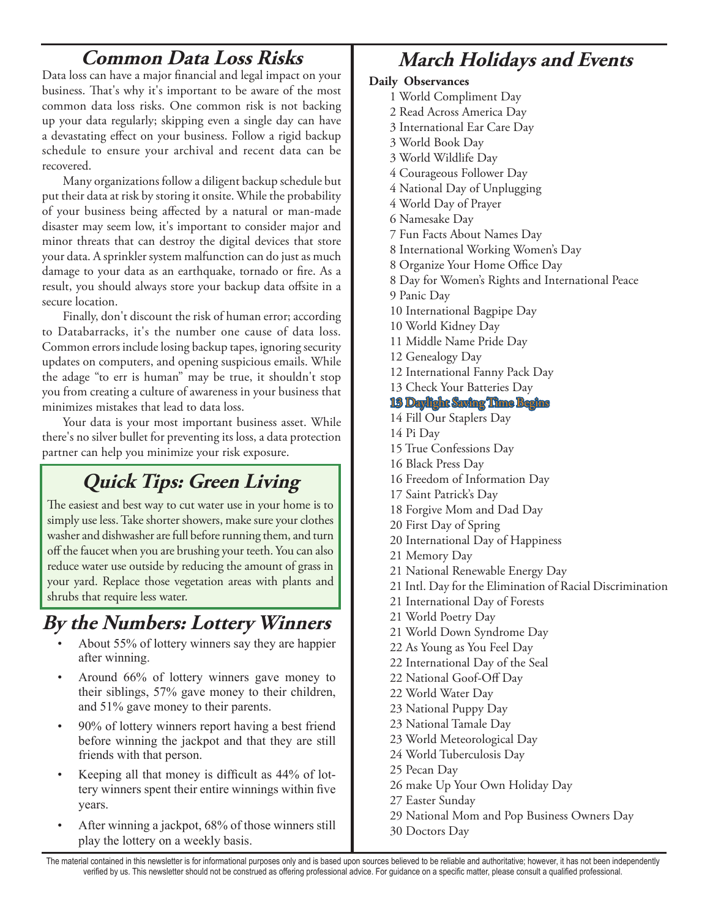## Common Data Loss Risks

Data loss can have a major financial and legal impact on your business. That's why it's important to be aware of the most common data loss risks. One common risk is not backing up your data regularly; skipping even a single day can have a devastating effect on your business. Follow a rigid backup schedule to ensure your archival and recent data can be recovered.

Many organizations follow a diligent backup schedule but put their data at risk by storing it onsite. While the probability of your business being affected by a natural or man-made disaster may seem low, it's important to consider major and minor threats that can destroy the digital devices that store your data. A sprinkler system malfunction can do just as much damage to your data as an earthquake, tornado or fire. As a result, you should always store your backup data offsite in a secure location.

Finally, don't discount the risk of human error; according to Databarracks, it's the number one cause of data loss. Common errors include losing backup tapes, ignoring security updates on computers, and opening suspicious emails. While the adage "to err is human" may be true, it shouldn't stop you from creating a culture of awareness in your business that minimizes mistakes that lead to data loss.

Your data is your most important business asset. While there's no silver bullet for preventing its loss, a data protection partner can help you minimize your risk exposure.

## Quick Tips: Green Living

The easiest and best way to cut water use in your home is to simply use less. Take shorter showers, make sure your clothes washer and dishwasher are full before running them, and turn off the faucet when you are brushing your teeth. You can also reduce water use outside by reducing the amount of grass in your yard. Replace those vegetation areas with plants and shrubs that require less water.

## By the Numbers: Lottery Winners

- About 55% of lottery winners say they are happier after winning.
- Around 66% of lottery winners gave money to their siblings, 57% gave money to their children, and 51% gave money to their parents.
- 90% of lottery winners report having a best friend before winning the jackpot and that they are still friends with that person.
- Keeping all that money is difficult as 44% of lottery winners spent their entire winnings within five years.
- After winning a jackpot, 68% of those winners still play the lottery on a weekly basis.

## March Holidays and Events

**Daily Observances**

1 World Compliment Day
2 Read Across America Day
3 International Ear Care Day
3 World Book Day
3 World Wildlife Day
4 Courageous Follower Day
4 National Day of Unplugging
4 World Day of Prayer
6 Namesake Day
7 Fun Facts About Names Day
8 International Working Women's Day
8 Organize Your Home Office Day
8 Day for Women's Rights and International Peace
9 Panic Day
10 International Bagpipe Day
10 World Kidney Day
11 Middle Name Pride Day
12 Genealogy Day
12 International Fanny Pack Day
13 Check Your Batteries Day
**13 Daylight Saving Time Begins**
14 Fill Our Staplers Day
14 Pi Day
15 True Confessions Day
16 Black Press Day
16 Freedom of Information Day
17 Saint Patrick's Day
18 Forgive Mom and Dad Day
20 First Day of Spring
20 International Day of Happiness
21 Memory Day
21 National Renewable Energy Day
21 Intl. Day for the Elimination of Racial Discrimination
21 International Day of Forests
21 World Poetry Day
21 World Down Syndrome Day
22 As Young as You Feel Day
22 International Day of the Seal
22 National Goof-Off Day
22 World Water Day
23 National Puppy Day
23 National Tamale Day
23 World Meteorological Day
24 World Tuberculosis Day
25 Pecan Day
26 make Up Your Own Holiday Day
27 Easter Sunday
29 National Mom and Pop Business Owners Day
30 Doctors Day

The material contained in this newsletter is for informational purposes only and is based upon sources believed to be reliable and authoritative; however, it has not been independently verified by us. This newsletter should not be construed as offering professional advice. For guidance on a specific matter, please consult a qualified professional.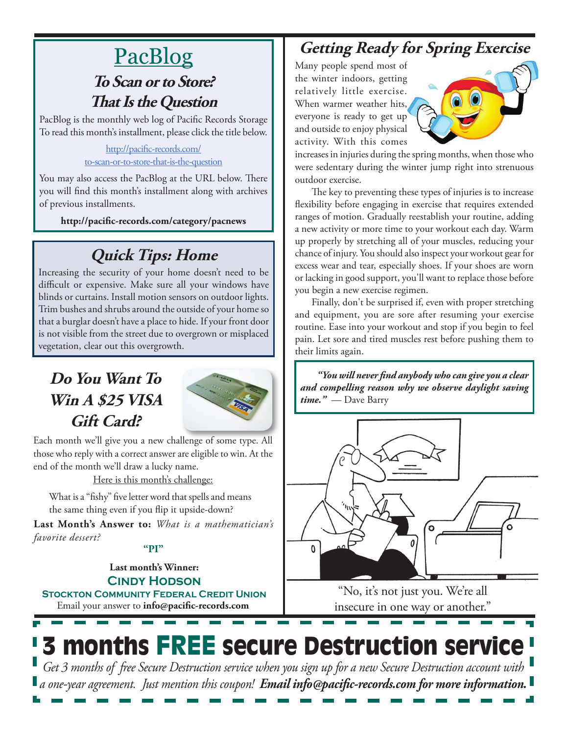## PacBlog

### *To Scan or to Store? That Is the Question*

PacBlog is the monthly web log of Pacific Records Storage To read this month's installment, please click the title below.

http://pacific-records.com/to-scan-or-to-store-that-is-the-question

You may also access the PacBlog at the URL below. There you will find this month's installment along with archives of previous installments.

**http://pacific-records.com/category/pacnews**

## *Quick Tips: Home*

Increasing the security of your home doesn't need to be difficult or expensive. Make sure all your windows have blinds or curtains. Install motion sensors on outdoor lights. Trim bushes and shrubs around the outside of your home so that a burglar doesn't have a place to hide. If your front door is not visible from the street due to overgrown or misplaced vegetation, clear out this overgrowth.

## *Do You Want To Win A $25 VISA Gift Card?*

Each month we'll give you a new challenge of some type. All those who reply with a correct answer are eligible to win. At the end of the month we'll draw a lucky name.

Here is this month's challenge:

What is a "fishy" five letter word that spells and means the same thing even if you flip it upside-down?

**Last Month's Answer to:** *What is a mathematician's favorite dessert?*

**"PI"**

**Last month's Winner:**
**Cindy Hodson**
**Stockton Community Federal Credit Union**

Email your answer to **info@pacific-records.com**

## *Getting Ready for Spring Exercise*

Many people spend most of the winter indoors, getting relatively little exercise. When warmer weather hits, everyone is ready to get up and outside to enjoy physical activity. With this comes increases in injuries during the spring months, when those who were sedentary during the winter jump right into strenuous outdoor exercise.

The key to preventing these types of injuries is to increase flexibility before engaging in exercise that requires extended ranges of motion. Gradually reestablish your routine, adding a new activity or more time to your workout each day. Warm up properly by stretching all of your muscles, reducing your chance of injury. You should also inspect your workout gear for excess wear and tear, especially shoes. If your shoes are worn or lacking in good support, you'll want to replace those before you begin a new exercise regimen.

Finally, don't be surprised if, even with proper stretching and equipment, you are sore after resuming your exercise routine. Ease into your workout and stop if you begin to feel pain. Let sore and tired muscles rest before pushing them to their limits again.

***"You will never find anybody who can give you a clear and compelling reason why we observe daylight saving time."*** — Dave Barry

"No, it's not just you. We're all insecure in one way or another."

## 3 months FREE secure Destruction service

*Get 3 months of free Secure Destruction service when you sign up for a new Secure Destruction account with a one-year agreement. Just mention this coupon!* ***Email info@pacific-records.com for more information.***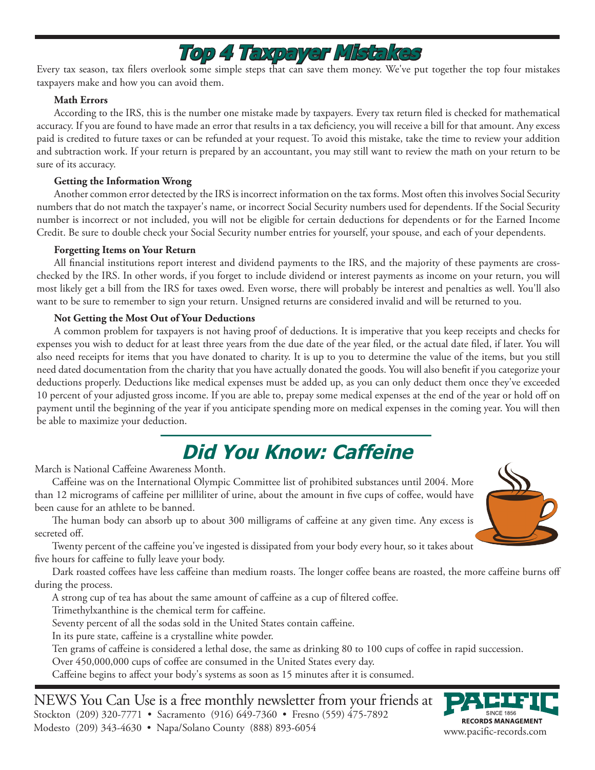# Top 4 Taxpayer Mistakes

Every tax season, tax filers overlook some simple steps that can save them money. We've put together the top four mistakes taxpayers make and how you can avoid them.

**Math Errors**

According to the IRS, this is the number one mistake made by taxpayers. Every tax return filed is checked for mathematical accuracy. If you are found to have made an error that results in a tax deficiency, you will receive a bill for that amount. Any excess paid is credited to future taxes or can be refunded at your request. To avoid this mistake, take the time to review your addition and subtraction work. If your return is prepared by an accountant, you may still want to review the math on your return to be sure of its accuracy.

**Getting the Information Wrong**

Another common error detected by the IRS is incorrect information on the tax forms. Most often this involves Social Security numbers that do not match the taxpayer's name, or incorrect Social Security numbers used for dependents. If the Social Security number is incorrect or not included, you will not be eligible for certain deductions for dependents or for the Earned Income Credit. Be sure to double check your Social Security number entries for yourself, your spouse, and each of your dependents.

**Forgetting Items on Your Return**

All financial institutions report interest and dividend payments to the IRS, and the majority of these payments are cross-checked by the IRS. In other words, if you forget to include dividend or interest payments as income on your return, you will most likely get a bill from the IRS for taxes owed. Even worse, there will probably be interest and penalties as well. You'll also want to be sure to remember to sign your return. Unsigned returns are considered invalid and will be returned to you.

**Not Getting the Most Out of Your Deductions**

A common problem for taxpayers is not having proof of deductions. It is imperative that you keep receipts and checks for expenses you wish to deduct for at least three years from the due date of the year filed, or the actual date filed, if later. You will also need receipts for items that you have donated to charity. It is up to you to determine the value of the items, but you still need dated documentation from the charity that you have actually donated the goods. You will also benefit if you categorize your deductions properly. Deductions like medical expenses must be added up, as you can only deduct them once they've exceeded 10 percent of your adjusted gross income. If you are able to, prepay some medical expenses at the end of the year or hold off on payment until the beginning of the year if you anticipate spending more on medical expenses in the coming year. You will then be able to maximize your deduction.

# Did You Know: Caffeine

March is National Caffeine Awareness Month.

Caffeine was on the International Olympic Committee list of prohibited substances until 2004. More than 12 micrograms of caffeine per milliliter of urine, about the amount in five cups of coffee, would have been cause for an athlete to be banned.

The human body can absorb up to about 300 milligrams of caffeine at any given time. Any excess is secreted off.

Twenty percent of the caffeine you've ingested is dissipated from your body every hour, so it takes about five hours for caffeine to fully leave your body.

Dark roasted coffees have less caffeine than medium roasts. The longer coffee beans are roasted, the more caffeine burns off during the process.

A strong cup of tea has about the same amount of caffeine as a cup of filtered coffee.

Trimethylxanthine is the chemical term for caffeine.

Seventy percent of all the sodas sold in the United States contain caffeine.

In its pure state, caffeine is a crystalline white powder.

Ten grams of caffeine is considered a lethal dose, the same as drinking 80 to 100 cups of coffee in rapid succession.

Over 450,000,000 cups of coffee are consumed in the United States every day.

Caffeine begins to affect your body's systems as soon as 15 minutes after it is consumed.

NEWS You Can Use is a free monthly newsletter from your friends at

Stockton (209) 320-7771 • Sacramento (916) 649-7360 • Fresno (559) 475-7892
Modesto (209) 343-4630 • Napa/Solano County (888) 893-6054

PACIFIC
SINCE 1856
RECORDS MANAGEMENT
www.pacific-records.com